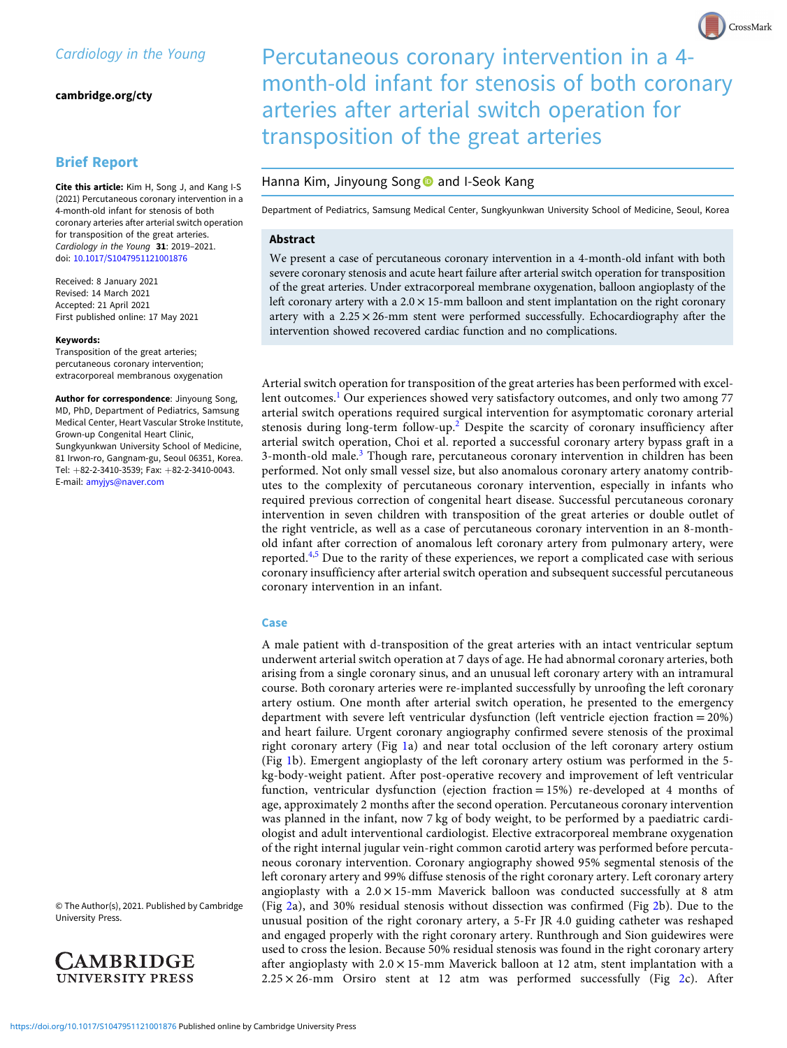*Cardiology in the Young*

**cambridge.org/cty**

## Brief Report

**Cite this article:** Kim H, Song J, and Kang I-S (2021) Percutaneous coronary intervention in a 4-month-old infant for stenosis of both coronary arteries after arterial switch operation for transposition of the great arteries. *Cardiology in the Young* **31**: 2019–2021. doi: 10.1017/S1047951121001876

Received: 8 January 2021
Revised: 14 March 2021
Accepted: 21 April 2021
First published online: 17 May 2021

**Keywords:**
Transposition of the great arteries; percutaneous coronary intervention; extracorporeal membranous oxygenation

**Author for correspondence**: Jinyoung Song, MD, PhD, Department of Pediatrics, Samsung Medical Center, Heart Vascular Stroke Institute, Grown-up Congenital Heart Clinic, Sungkyunkwan University School of Medicine, 81 Irwon-ro, Gangnam-gu, Seoul 06351, Korea. Tel: +82-2-3410-3539; Fax: +82-2-3410-0043. E-mail: amyjys@naver.com

© The Author(s), 2021. Published by Cambridge University Press.

# Percutaneous coronary intervention in a 4-month-old infant for stenosis of both coronary arteries after arterial switch operation for transposition of the great arteries

Hanna Kim, Jinyoung Song and I-Seok Kang

Department of Pediatrics, Samsung Medical Center, Sungkyunkwan University School of Medicine, Seoul, Korea

### Abstract

We present a case of percutaneous coronary intervention in a 4-month-old infant with both severe coronary stenosis and acute heart failure after arterial switch operation for transposition of the great arteries. Under extracorporeal membrane oxygenation, balloon angioplasty of the left coronary artery with a $2.0 \times 15$-mm balloon and stent implantation on the right coronary artery with a $2.25 \times 26$-mm stent were performed successfully. Echocardiography after the intervention showed recovered cardiac function and no complications.

Arterial switch operation for transposition of the great arteries has been performed with excellent outcomes.[1] Our experiences showed very satisfactory outcomes, and only two among 77 arterial switch operations required surgical intervention for asymptomatic coronary arterial stenosis during long-term follow-up.[2] Despite the scarcity of coronary insufficiency after arterial switch operation, Choi et al. reported a successful coronary artery bypass graft in a 3-month-old male.[3] Though rare, percutaneous coronary intervention in children has been performed. Not only small vessel size, but also anomalous coronary artery anatomy contributes to the complexity of percutaneous coronary intervention, especially in infants who required previous correction of congenital heart disease. Successful percutaneous coronary intervention in seven children with transposition of the great arteries or double outlet of the right ventricle, as well as a case of percutaneous coronary intervention in an 8-month-old infant after correction of anomalous left coronary artery from pulmonary artery, were reported.[4,5] Due to the rarity of these experiences, we report a complicated case with serious coronary insufficiency after arterial switch operation and subsequent successful percutaneous coronary intervention in an infant.

## Case

A male patient with d-transposition of the great arteries with an intact ventricular septum underwent arterial switch operation at 7 days of age. He had abnormal coronary arteries, both arising from a single coronary sinus, and an unusual left coronary artery with an intramural course. Both coronary arteries were re-implanted successfully by unroofing the left coronary artery ostium. One month after arterial switch operation, he presented to the emergency department with severe left ventricular dysfunction (left ventricle ejection fraction = 20%) and heart failure. Urgent coronary angiography confirmed severe stenosis of the proximal right coronary artery (Fig 1a) and near total occlusion of the left coronary artery ostium (Fig 1b). Emergent angioplasty of the left coronary artery ostium was performed in the 5-kg-body-weight patient. After post-operative recovery and improvement of left ventricular function, ventricular dysfunction (ejection fraction = 15%) re-developed at 4 months of age, approximately 2 months after the second operation. Percutaneous coronary intervention was planned in the infant, now 7 kg of body weight, to be performed by a paediatric cardiologist and adult interventional cardiologist. Elective extracorporeal membrane oxygenation of the right internal jugular vein-right common carotid artery was performed before percutaneous coronary intervention. Coronary angiography showed 95% segmental stenosis of the left coronary artery and 99% diffuse stenosis of the right coronary artery. Left coronary artery angioplasty with a $2.0 \times 15$-mm Maverick balloon was conducted successfully at 8 atm (Fig 2a), and 30% residual stenosis without dissection was confirmed (Fig 2b). Due to the unusual position of the right coronary artery, a 5-Fr JR 4.0 guiding catheter was reshaped and engaged properly with the right coronary artery. Runthrough and Sion guidewires were used to cross the lesion. Because 50% residual stenosis was found in the right coronary artery after angioplasty with $2.0 \times 15$-mm Maverick balloon at 12 atm, stent implantation with a $2.25 \times 26$-mm Orsiro stent at 12 atm was performed successfully (Fig 2c). After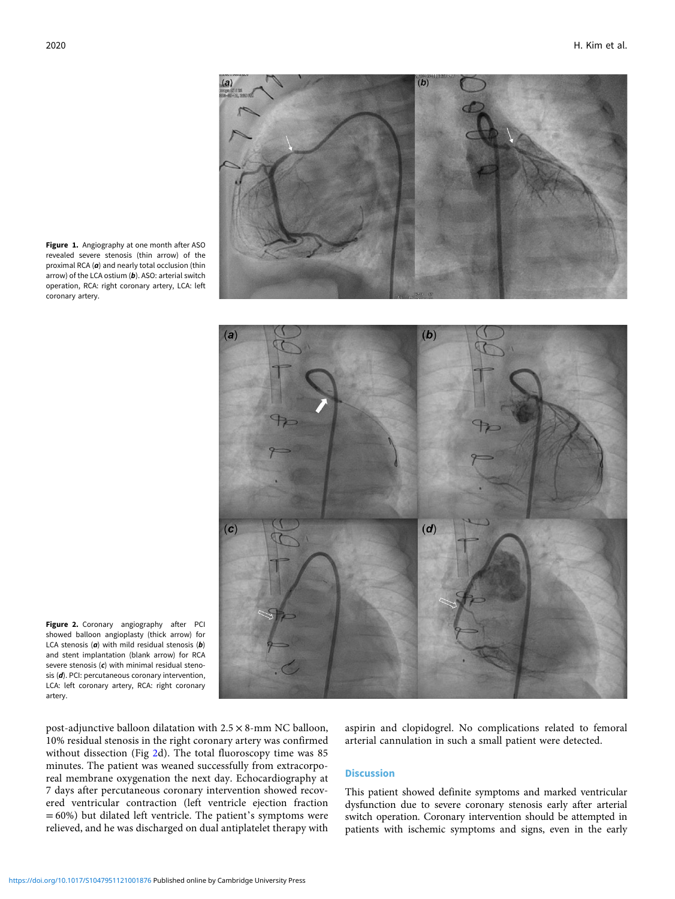**Figure 1.** Angiography at one month after ASO revealed severe stenosis (thin arrow) of the proximal RCA (***a***) and nearly total occlusion (thin arrow) of the LCA ostium (***b***). ASO: arterial switch operation, RCA: right coronary artery, LCA: left coronary artery.

**Figure 2.** Coronary angiography after PCI showed balloon angioplasty (thick arrow) for LCA stenosis (***a***) with mild residual stenosis (***b***) and stent implantation (blank arrow) for RCA severe stenosis (***c***) with minimal residual stenosis (***d***). PCI: percutaneous coronary intervention, LCA: left coronary artery, RCA: right coronary artery.

post-adjunctive balloon dilatation with 2.5 × 8-mm NC balloon, 10% residual stenosis in the right coronary artery was confirmed without dissection (Fig 2d). The total fluoroscopy time was 85 minutes. The patient was weaned successfully from extracorporeal membrane oxygenation the next day. Echocardiography at 7 days after percutaneous coronary intervention showed recovered ventricular contraction (left ventricle ejection fraction = 60%) but dilated left ventricle. The patient's symptoms were relieved, and he was discharged on dual antiplatelet therapy with aspirin and clopidogrel. No complications related to femoral arterial cannulation in such a small patient were detected.

## Discussion

This patient showed definite symptoms and marked ventricular dysfunction due to severe coronary stenosis early after arterial switch operation. Coronary intervention should be attempted in patients with ischemic symptoms and signs, even in the early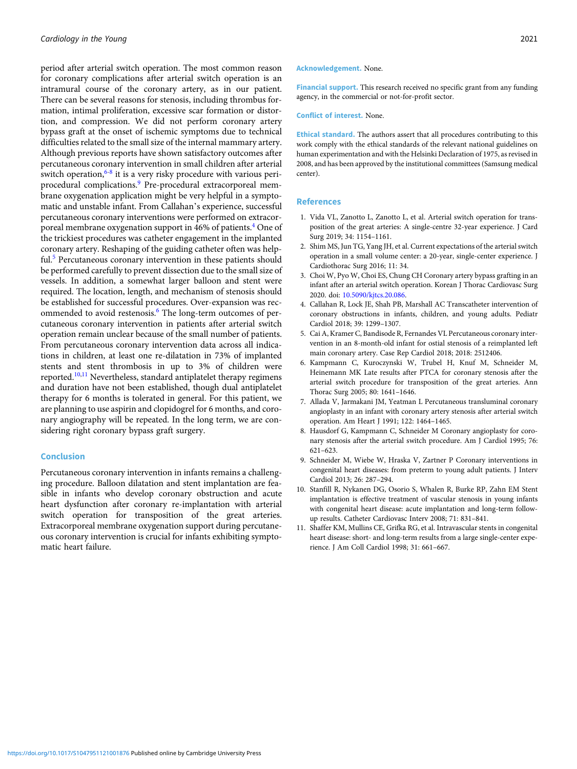period after arterial switch operation. The most common reason for coronary complications after arterial switch operation is an intramural course of the coronary artery, as in our patient. There can be several reasons for stenosis, including thrombus formation, intimal proliferation, excessive scar formation or distortion, and compression. We did not perform coronary artery bypass graft at the onset of ischemic symptoms due to technical difficulties related to the small size of the internal mammary artery. Although previous reports have shown satisfactory outcomes after percutaneous coronary intervention in small children after arterial switch operation,[6-8] it is a very risky procedure with various peri-procedural complications.[9] Pre-procedural extracorporeal membrane oxygenation application might be very helpful in a symptomatic and unstable infant. From Callahan's experience, successful percutaneous coronary interventions were performed on extracorporeal membrane oxygenation support in 46% of patients.[4] One of the trickiest procedures was catheter engagement in the implanted coronary artery. Reshaping of the guiding catheter often was helpful.[5] Percutaneous coronary intervention in these patients should be performed carefully to prevent dissection due to the small size of vessels. In addition, a somewhat larger balloon and stent were required. The location, length, and mechanism of stenosis should be established for successful procedures. Over-expansion was recommended to avoid restenosis.[6] The long-term outcomes of percutaneous coronary intervention in patients after arterial switch operation remain unclear because of the small number of patients. From percutaneous coronary intervention data across all indications in children, at least one re-dilatation in 73% of implanted stents and stent thrombosis in up to 3% of children were reported.[10,11] Nevertheless, standard antiplatelet therapy regimens and duration have not been established, though dual antiplatelet therapy for 6 months is tolerated in general. For this patient, we are planning to use aspirin and clopidogrel for 6 months, and coronary angiography will be repeated. In the long term, we are considering right coronary bypass graft surgery.

## Conclusion

Percutaneous coronary intervention in infants remains a challenging procedure. Balloon dilatation and stent implantation are feasible in infants who develop coronary obstruction and acute heart dysfunction after coronary re-implantation with arterial switch operation for transposition of the great arteries. Extracorporeal membrane oxygenation support during percutaneous coronary intervention is crucial for infants exhibiting symptomatic heart failure.

**Acknowledgement.** None.

**Financial support.** This research received no specific grant from any funding agency, in the commercial or not-for-profit sector.

**Conflict of interest.** None.

**Ethical standard.** The authors assert that all procedures contributing to this work comply with the ethical standards of the relevant national guidelines on human experimentation and with the Helsinki Declaration of 1975, as revised in 2008, and has been approved by the institutional committees (Samsung medical center).

## References

1. Vida VL, Zanotto L, Zanotto L, et al. Arterial switch operation for transposition of the great arteries: A single-centre 32-year experience. J Card Surg 2019; 34: 1154–1161.
2. Shim MS, Jun TG, Yang JH, et al. Current expectations of the arterial switch operation in a small volume center: a 20-year, single-center experience. J Cardiothorac Surg 2016; 11: 34.
3. Choi W, Pyo W, Choi ES, Chung CH Coronary artery bypass grafting in an infant after an arterial switch operation. Korean J Thorac Cardiovasc Surg 2020. doi: 10.5090/kjtcs.20.086.
4. Callahan R, Lock JE, Shah PB, Marshall AC Transcatheter intervention of coronary obstructions in infants, children, and young adults. Pediatr Cardiol 2018; 39: 1299–1307.
5. Cai A, Kramer C, Bandisode R, Fernandes VL Percutaneous coronary intervention in an 8-month-old infant for ostial stenosis of a reimplanted left main coronary artery. Case Rep Cardiol 2018; 2018: 2512406.
6. Kampmann C, Kuroczynski W, Trubel H, Knuf M, Schneider M, Heinemann MK Late results after PTCA for coronary stenosis after the arterial switch procedure for transposition of the great arteries. Ann Thorac Surg 2005; 80: 1641–1646.
7. Allada V, Jarmakani JM, Yeatman L Percutaneous transluminal coronary angioplasty in an infant with coronary artery stenosis after arterial switch operation. Am Heart J 1991; 122: 1464–1465.
8. Hausdorf G, Kampmann C, Schneider M Coronary angioplasty for coronary stenosis after the arterial switch procedure. Am J Cardiol 1995; 76: 621–623.
9. Schneider M, Wiebe W, Hraska V, Zartner P Coronary interventions in congenital heart diseases: from preterm to young adult patients. J Interv Cardiol 2013; 26: 287–294.
10. Stanfill R, Nykanen DG, Osorio S, Whalen R, Burke RP, Zahn EM Stent implantation is effective treatment of vascular stenosis in young infants with congenital heart disease: acute implantation and long-term follow-up results. Catheter Cardiovasc Interv 2008; 71: 831–841.
11. Shaffer KM, Mullins CE, Grifka RG, et al. Intravascular stents in congenital heart disease: short- and long-term results from a large single-center experience. J Am Coll Cardiol 1998; 31: 661–667.